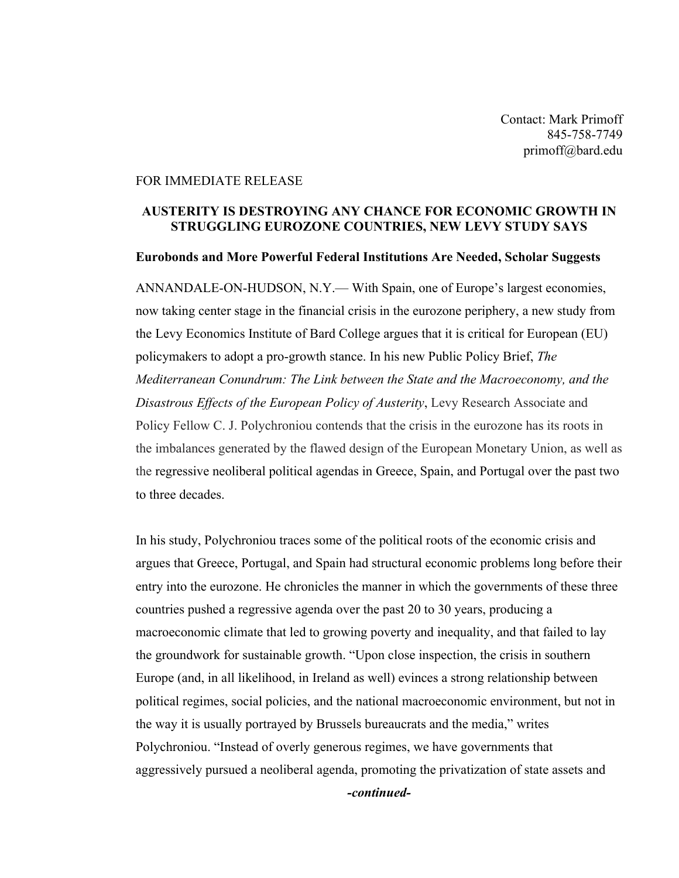Contact: Mark Primoff
845-758-7749
primoff@bard.edu

FOR IMMEDIATE RELEASE

**AUSTERITY IS DESTROYING ANY CHANCE FOR ECONOMIC GROWTH IN STRUGGLING EUROZONE COUNTRIES, NEW LEVY STUDY SAYS**

**Eurobonds and More Powerful Federal Institutions Are Needed, Scholar Suggests**

ANNANDALE-ON-HUDSON, N.Y.— With Spain, one of Europe's largest economies, now taking center stage in the financial crisis in the eurozone periphery, a new study from the Levy Economics Institute of Bard College argues that it is critical for European (EU) policymakers to adopt a pro-growth stance. In his new Public Policy Brief, *The Mediterranean Conundrum: The Link between the State and the Macroeconomy, and the Disastrous Effects of the European Policy of Austerity*, Levy Research Associate and Policy Fellow C. J. Polychroniou contends that the crisis in the eurozone has its roots in the imbalances generated by the flawed design of the European Monetary Union, as well as the regressive neoliberal political agendas in Greece, Spain, and Portugal over the past two to three decades.

In his study, Polychroniou traces some of the political roots of the economic crisis and argues that Greece, Portugal, and Spain had structural economic problems long before their entry into the eurozone. He chronicles the manner in which the governments of these three countries pushed a regressive agenda over the past 20 to 30 years, producing a macroeconomic climate that led to growing poverty and inequality, and that failed to lay the groundwork for sustainable growth. "Upon close inspection, the crisis in southern Europe (and, in all likelihood, in Ireland as well) evinces a strong relationship between political regimes, social policies, and the national macroeconomic environment, but not in the way it is usually portrayed by Brussels bureaucrats and the media," writes Polychroniou. "Instead of overly generous regimes, we have governments that aggressively pursued a neoliberal agenda, promoting the privatization of state assets and

***-continued-***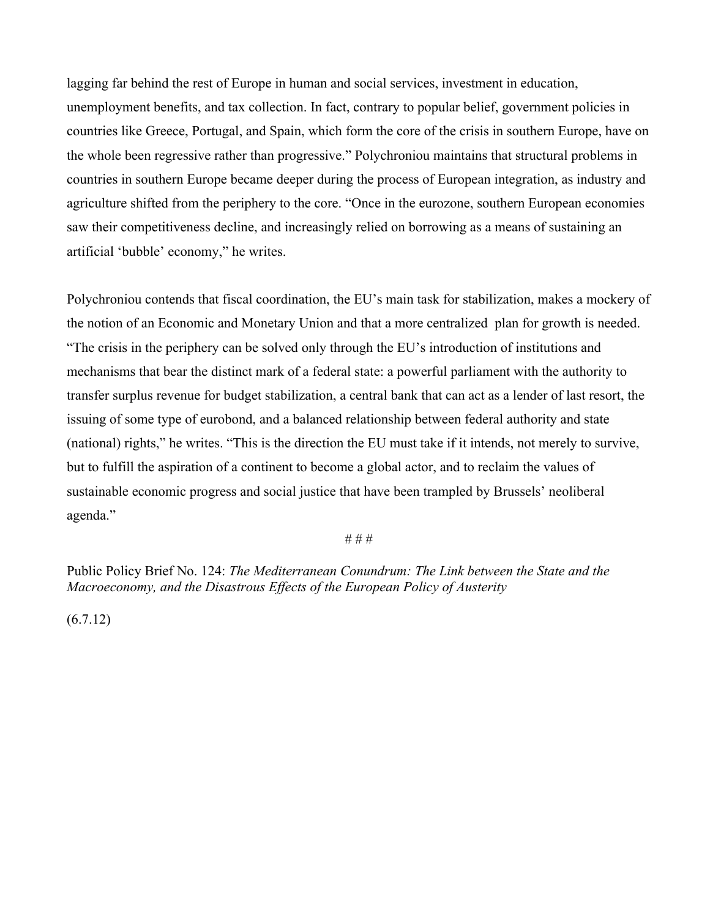lagging far behind the rest of Europe in human and social services, investment in education, unemployment benefits, and tax collection. In fact, contrary to popular belief, government policies in countries like Greece, Portugal, and Spain, which form the core of the crisis in southern Europe, have on the whole been regressive rather than progressive." Polychroniou maintains that structural problems in countries in southern Europe became deeper during the process of European integration, as industry and agriculture shifted from the periphery to the core. "Once in the eurozone, southern European economies saw their competitiveness decline, and increasingly relied on borrowing as a means of sustaining an artificial 'bubble' economy," he writes.

Polychroniou contends that fiscal coordination, the EU's main task for stabilization, makes a mockery of the notion of an Economic and Monetary Union and that a more centralized plan for growth is needed. "The crisis in the periphery can be solved only through the EU's introduction of institutions and mechanisms that bear the distinct mark of a federal state: a powerful parliament with the authority to transfer surplus revenue for budget stabilization, a central bank that can act as a lender of last resort, the issuing of some type of eurobond, and a balanced relationship between federal authority and state (national) rights," he writes. "This is the direction the EU must take if it intends, not merely to survive, but to fulfill the aspiration of a continent to become a global actor, and to reclaim the values of sustainable economic progress and social justice that have been trampled by Brussels' neoliberal agenda."

# # #

Public Policy Brief No. 124: *The Mediterranean Conundrum: The Link between the State and the Macroeconomy, and the Disastrous Effects of the European Policy of Austerity*

(6.7.12)